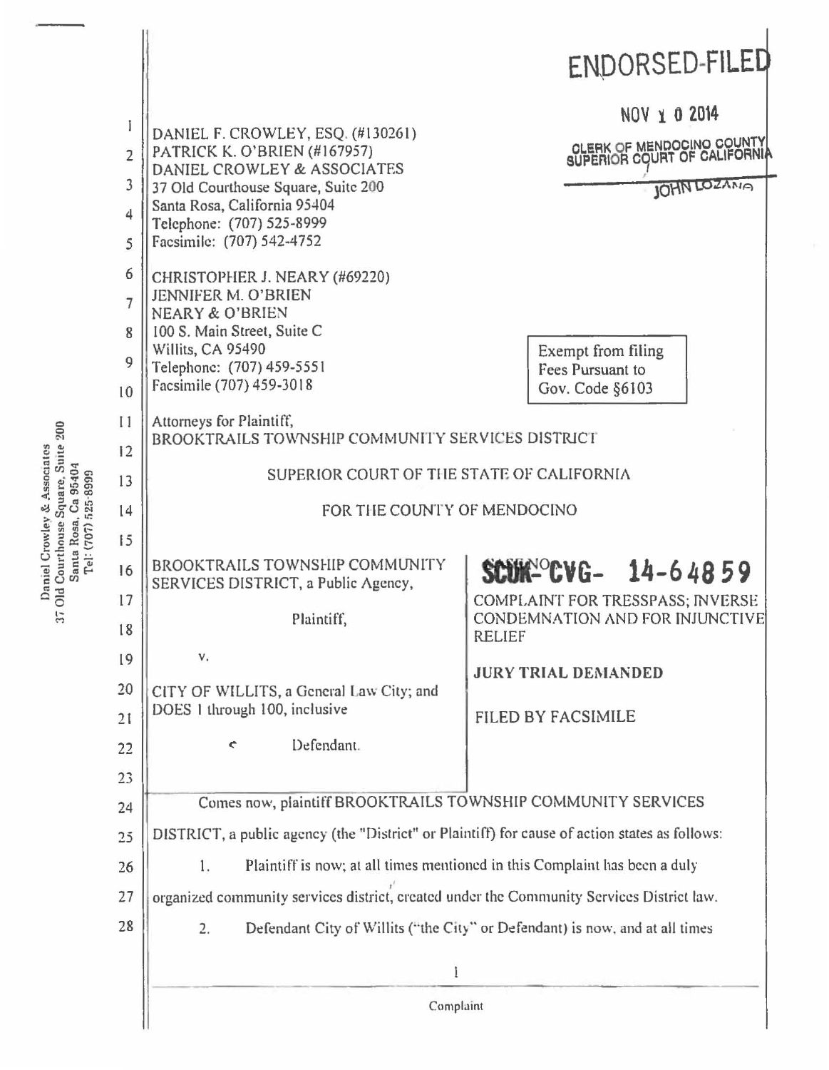ENDORSED-FILED

NOV 10 2014

CLERK OF MENDOCINO COUNTY SUPERIOR COURT OF CALIFORNIA

JOHN LOZANO

DANIEL F. CROWLEY, ESQ. (#130261)
PATRICK K. O'BRIEN (#167957)
DANIEL CROWLEY & ASSOCIATES
37 Old Courthouse Square, Suite 200
Santa Rosa, California 95404
Telephone: (707) 525-8999
Facsimile: (707) 542-4752

CHRISTOPHER J. NEARY (#69220)
JENNIFER M. O'BRIEN
NEARY & O'BRIEN
100 S. Main Street, Suite C
Willits, CA 95490
Telephone: (707) 459-5551
Facsimile (707) 459-3018

Exempt from filing Fees Pursuant to Gov. Code §6103

Attorneys for Plaintiff,
BROOKTRAILS TOWNSHIP COMMUNITY SERVICES DISTRICT

SUPERIOR COURT OF THE STATE OF CALIFORNIA

FOR THE COUNTY OF MENDOCINO

| | |
|---|---|
| BROOKTRAILS TOWNSHIP COMMUNITY SERVICES DISTRICT, a Public Agency,<br><br>Plaintiff,<br><br>v.<br><br>CITY OF WILLITS, a General Law City; and DOES 1 through 100, inclusive<br><br>Defendant. | CASE NO. SCUK-CVG- 14-64859<br><br>COMPLAINT FOR TRESSPASS; INVERSE CONDEMNATION AND FOR INJUNCTIVE RELIEF<br><br>**JURY TRIAL DEMANDED**<br><br>FILED BY FACSIMILE |

Comes now, plaintiff BROOKTRAILS TOWNSHIP COMMUNITY SERVICES DISTRICT, a public agency (the "District" or Plaintiff) for cause of action states as follows:

1. Plaintiff is now; at all times mentioned in this Complaint has been a duly organized community services district, created under the Community Services District law.

2. Defendant City of Willits ("the City" or Defendant) is now, and at all times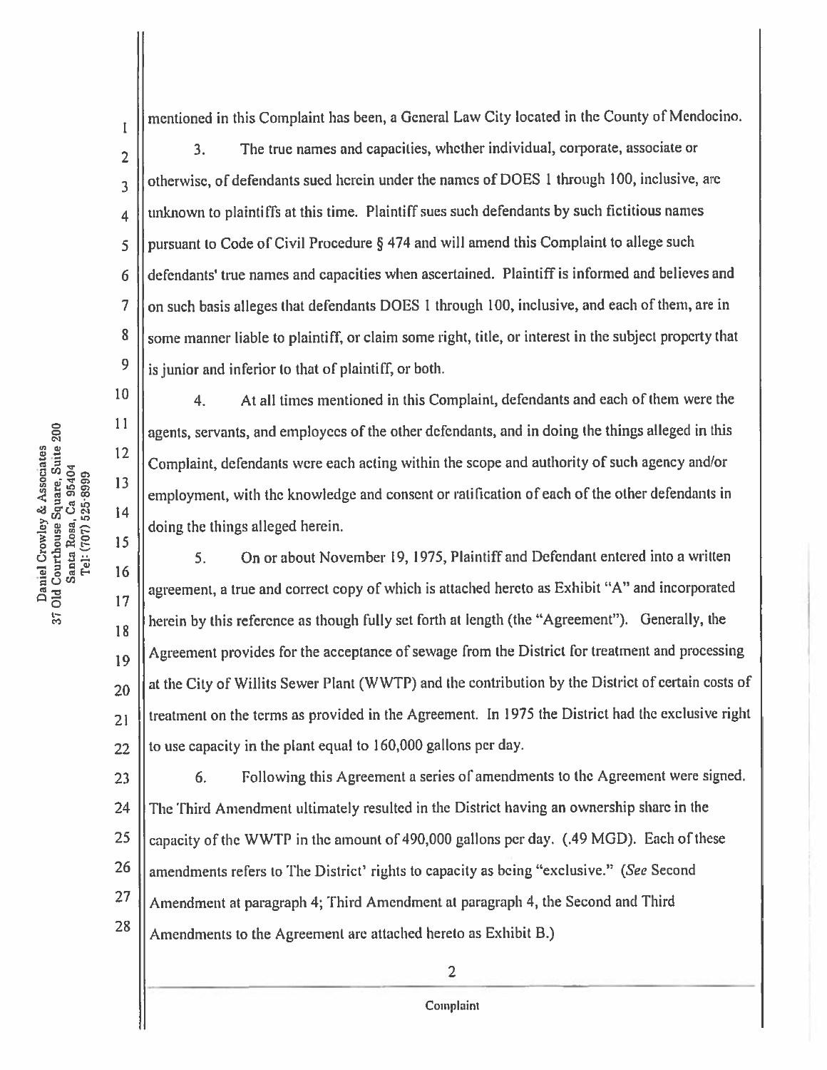mentioned in this Complaint has been, a General Law City located in the County of Mendocino.

3. The true names and capacities, whether individual, corporate, associate or otherwise, of defendants sued herein under the names of DOES 1 through 100, inclusive, are unknown to plaintiffs at this time. Plaintiff sues such defendants by such fictitious names pursuant to Code of Civil Procedure § 474 and will amend this Complaint to allege such defendants' true names and capacities when ascertained. Plaintiff is informed and believes and on such basis alleges that defendants DOES 1 through 100, inclusive, and each of them, are in some manner liable to plaintiff, or claim some right, title, or interest in the subject property that is junior and inferior to that of plaintiff, or both.

4. At all times mentioned in this Complaint, defendants and each of them were the agents, servants, and employees of the other defendants, and in doing the things alleged in this Complaint, defendants were each acting within the scope and authority of such agency and/or employment, with the knowledge and consent or ratification of each of the other defendants in doing the things alleged herein.

5. On or about November 19, 1975, Plaintiff and Defendant entered into a written agreement, a true and correct copy of which is attached hereto as Exhibit "A" and incorporated herein by this reference as though fully set forth at length (the "Agreement"). Generally, the Agreement provides for the acceptance of sewage from the District for treatment and processing at the City of Willits Sewer Plant (WWTP) and the contribution by the District of certain costs of treatment on the terms as provided in the Agreement. In 1975 the District had the exclusive right to use capacity in the plant equal to 160,000 gallons per day.

6. Following this Agreement a series of amendments to the Agreement were signed. The Third Amendment ultimately resulted in the District having an ownership share in the capacity of the WWTP in the amount of 490,000 gallons per day. (.49 MGD). Each of these amendments refers to The District' rights to capacity as being "exclusive." (*See* Second Amendment at paragraph 4; Third Amendment at paragraph 4, the Second and Third Amendments to the Agreement are attached hereto as Exhibit B.)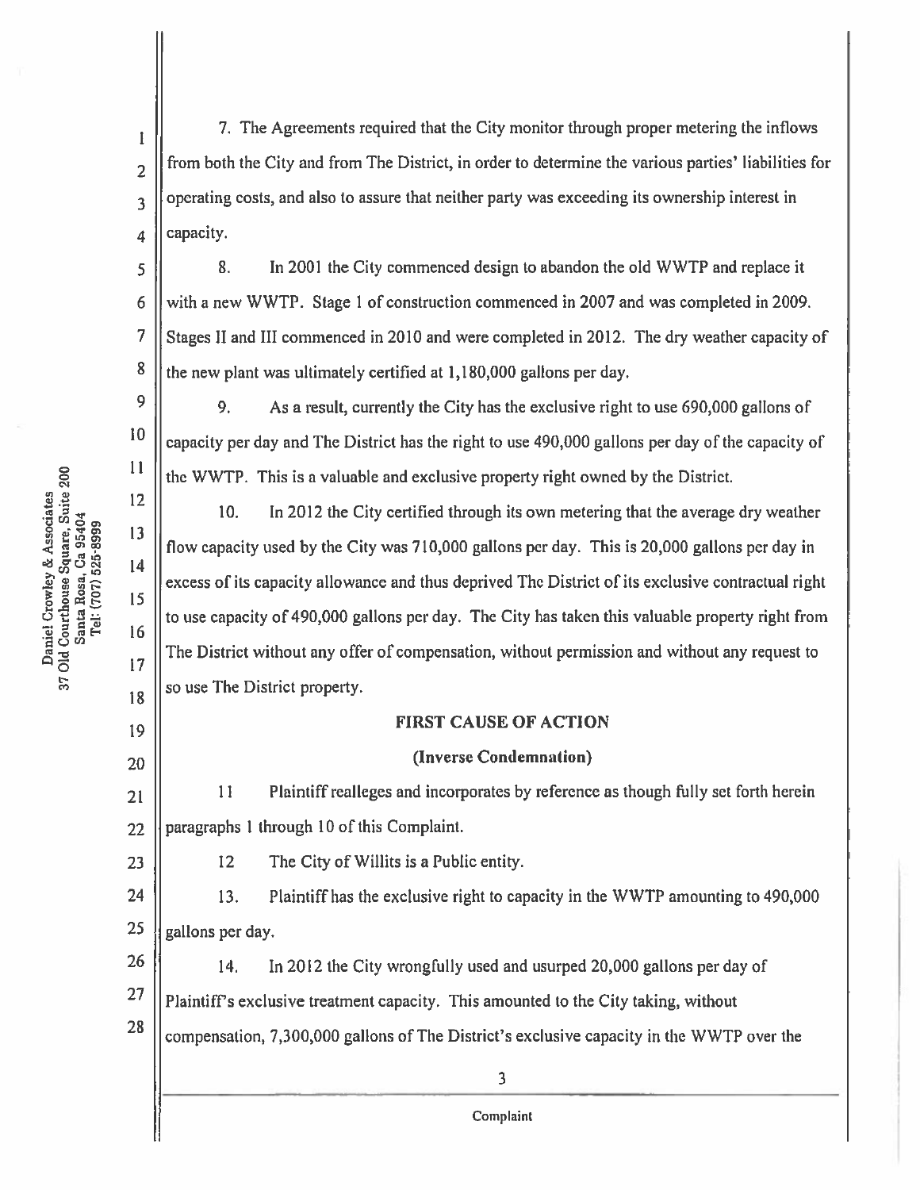7. The Agreements required that the City monitor through proper metering the inflows from both the City and from The District, in order to determine the various parties' liabilities for operating costs, and also to assure that neither party was exceeding its ownership interest in capacity.

8. In 2001 the City commenced design to abandon the old WWTP and replace it with a new WWTP. Stage 1 of construction commenced in 2007 and was completed in 2009. Stages II and III commenced in 2010 and were completed in 2012. The dry weather capacity of the new plant was ultimately certified at 1,180,000 gallons per day.

9. As a result, currently the City has the exclusive right to use 690,000 gallons of capacity per day and The District has the right to use 490,000 gallons per day of the capacity of the WWTP. This is a valuable and exclusive property right owned by the District.

10. In 2012 the City certified through its own metering that the average dry weather flow capacity used by the City was 710,000 gallons per day. This is 20,000 gallons per day in excess of its capacity allowance and thus deprived The District of its exclusive contractual right to use capacity of 490,000 gallons per day. The City has taken this valuable property right from The District without any offer of compensation, without permission and without any request to so use The District property.

**FIRST CAUSE OF ACTION**

**(Inverse Condemnation)**

11 Plaintiff realleges and incorporates by reference as though fully set forth herein paragraphs 1 through 10 of this Complaint.

12 The City of Willits is a Public entity.

13. Plaintiff has the exclusive right to capacity in the WWTP amounting to 490,000 gallons per day.

14. In 2012 the City wrongfully used and usurped 20,000 gallons per day of Plaintiff's exclusive treatment capacity. This amounted to the City taking, without compensation, 7,300,000 gallons of The District's exclusive capacity in the WWTP over the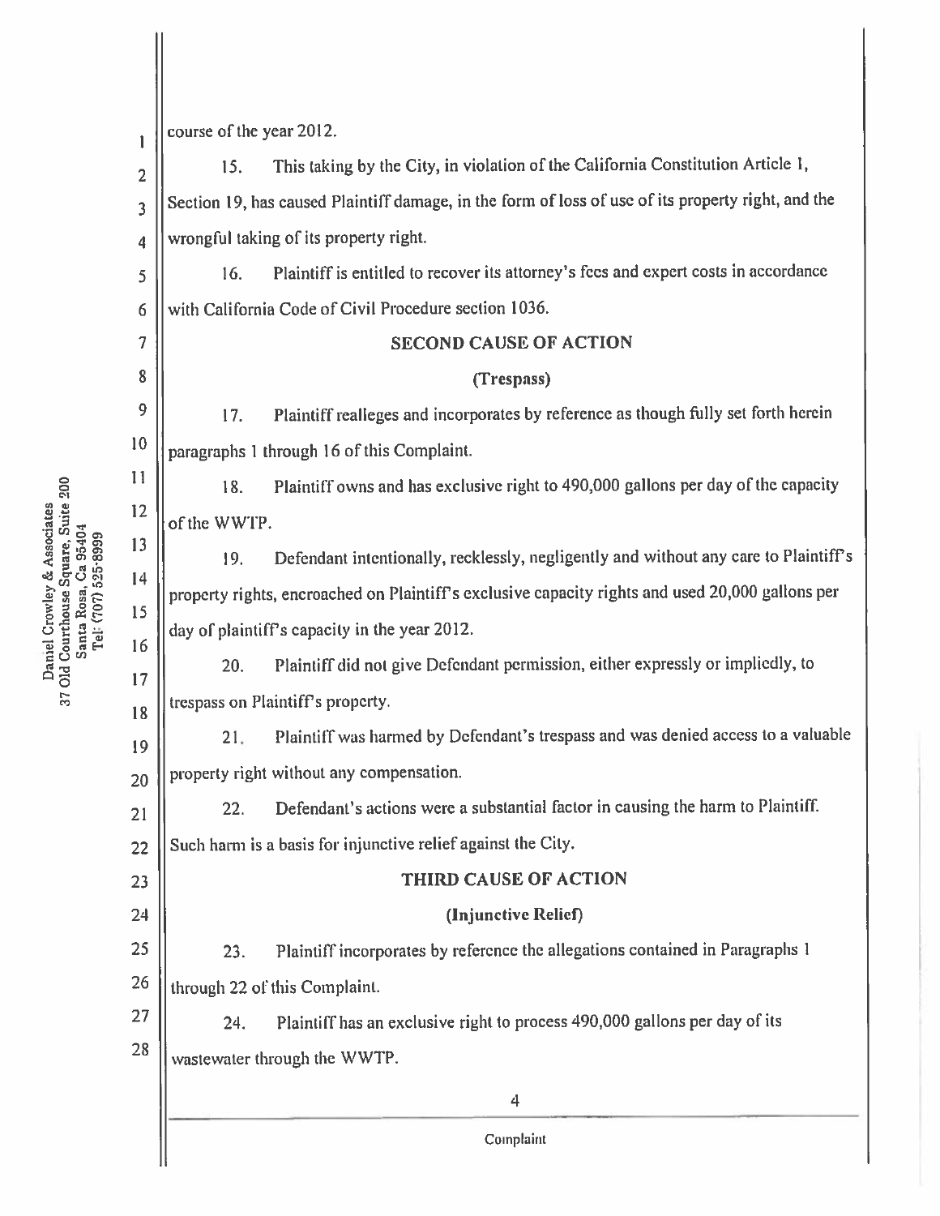course of the year 2012.

15. This taking by the City, in violation of the California Constitution Article 1, Section 19, has caused Plaintiff damage, in the form of loss of use of its property right, and the wrongful taking of its property right.

16. Plaintiff is entitled to recover its attorney's fees and expert costs in accordance with California Code of Civil Procedure section 1036.

## SECOND CAUSE OF ACTION

### (Trespass)

17. Plaintiff realleges and incorporates by reference as though fully set forth herein paragraphs 1 through 16 of this Complaint.

18. Plaintiff owns and has exclusive right to 490,000 gallons per day of the capacity of the WWTP.

19. Defendant intentionally, recklessly, negligently and without any care to Plaintiff's property rights, encroached on Plaintiff's exclusive capacity rights and used 20,000 gallons per day of plaintiff's capacity in the year 2012.

20. Plaintiff did not give Defendant permission, either expressly or impliedly, to trespass on Plaintiff's property.

21. Plaintiff was harmed by Defendant's trespass and was denied access to a valuable property right without any compensation.

22. Defendant's actions were a substantial factor in causing the harm to Plaintiff. Such harm is a basis for injunctive relief against the City.

## THIRD CAUSE OF ACTION

### (Injunctive Relief)

23. Plaintiff incorporates by reference the allegations contained in Paragraphs 1 through 22 of this Complaint.

24. Plaintiff has an exclusive right to process 490,000 gallons per day of its wastewater through the WWTP.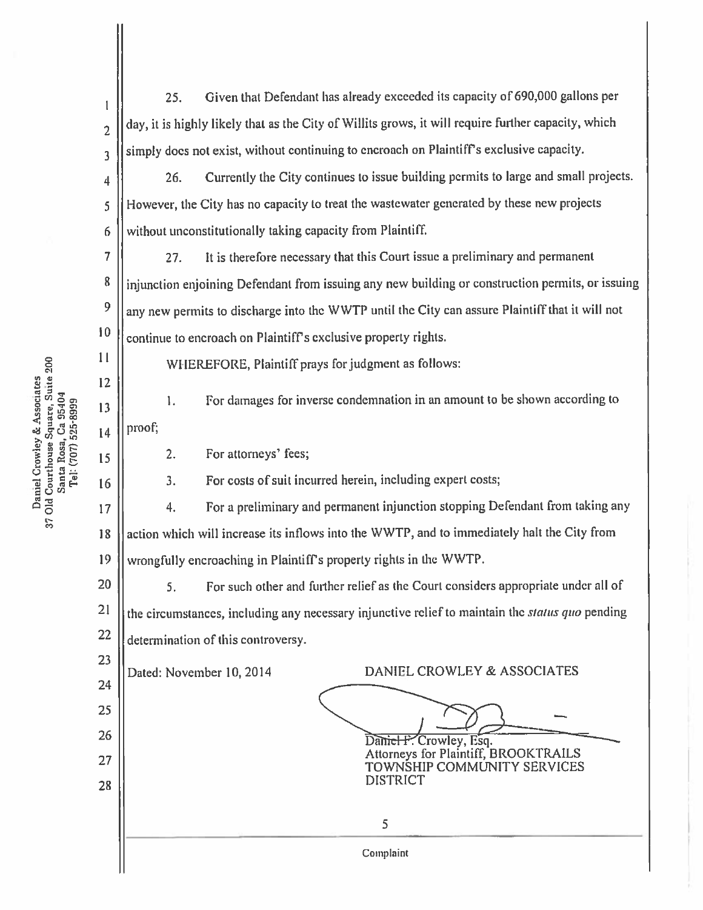25. Given that Defendant has already exceeded its capacity of 690,000 gallons per day, it is highly likely that as the City of Willits grows, it will require further capacity, which simply does not exist, without continuing to encroach on Plaintiff's exclusive capacity.

26. Currently the City continues to issue building permits to large and small projects. However, the City has no capacity to treat the wastewater generated by these new projects without unconstitutionally taking capacity from Plaintiff.

27. It is therefore necessary that this Court issue a preliminary and permanent injunction enjoining Defendant from issuing any new building or construction permits, or issuing any new permits to discharge into the WWTP until the City can assure Plaintiff that it will not continue to encroach on Plaintiff's exclusive property rights.

WHEREFORE, Plaintiff prays for judgment as follows:

1. For damages for inverse condemnation in an amount to be shown according to proof;

2. For attorneys' fees;

3. For costs of suit incurred herein, including expert costs;

4. For a preliminary and permanent injunction stopping Defendant from taking any action which will increase its inflows into the WWTP, and to immediately halt the City from wrongfully encroaching in Plaintiff's property rights in the WWTP.

5. For such other and further relief as the Court considers appropriate under all of the circumstances, including any necessary injunctive relief to maintain the *status quo* pending determination of this controversy.

Dated: November 10, 2014

DANIEL CROWLEY & ASSOCIATES

Daniel F. Crowley, Esq.
Attorneys for Plaintiff, BROOKTRAILS TOWNSHIP COMMUNITY SERVICES DISTRICT